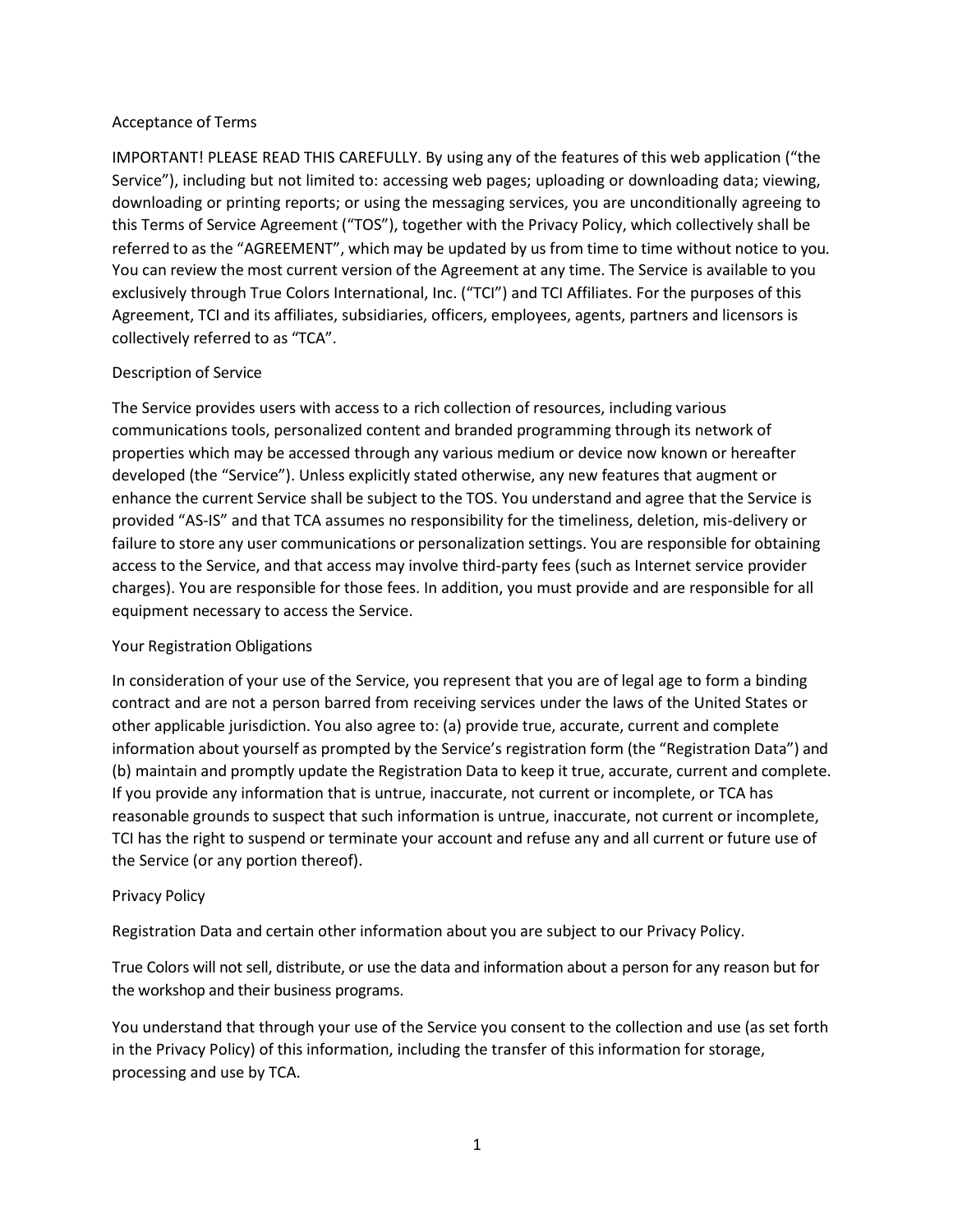## Acceptance of Terms

IMPORTANT! PLEASE READ THIS CAREFULLY. By using any of the features of this web application ("the Service"), including but not limited to: accessing web pages; uploading or downloading data; viewing, downloading or printing reports; or using the messaging services, you are unconditionally agreeing to this Terms of Service Agreement ("TOS"), together with the Privacy Policy, which collectively shall be referred to as the "AGREEMENT", which may be updated by us from time to time without notice to you. You can review the most current version of the Agreement at any time. The Service is available to you exclusively through True Colors International, Inc. ("TCI") and TCI Affiliates. For the purposes of this Agreement, TCI and its affiliates, subsidiaries, officers, employees, agents, partners and licensors is collectively referred to as "TCA".

## Description of Service

The Service provides users with access to a rich collection of resources, including various communications tools, personalized content and branded programming through its network of properties which may be accessed through any various medium or device now known or hereafter developed (the "Service"). Unless explicitly stated otherwise, any new features that augment or enhance the current Service shall be subject to the TOS. You understand and agree that the Service is provided "AS-IS" and that TCA assumes no responsibility for the timeliness, deletion, mis-delivery or failure to store any user communications or personalization settings. You are responsible for obtaining access to the Service, and that access may involve third-party fees (such as Internet service provider charges). You are responsible for those fees. In addition, you must provide and are responsible for all equipment necessary to access the Service.

## Your Registration Obligations

In consideration of your use of the Service, you represent that you are of legal age to form a binding contract and are not a person barred from receiving services under the laws of the United States or other applicable jurisdiction. You also agree to: (a) provide true, accurate, current and complete information about yourself as prompted by the Service's registration form (the "Registration Data") and (b) maintain and promptly update the Registration Data to keep it true, accurate, current and complete. If you provide any information that is untrue, inaccurate, not current or incomplete, or TCA has reasonable grounds to suspect that such information is untrue, inaccurate, not current or incomplete, TCI has the right to suspend or terminate your account and refuse any and all current or future use of the Service (or any portion thereof).

## Privacy Policy

Registration Data and certain other information about you are subject to our Privacy Policy.

True Colors will not sell, distribute, or use the data and information about a person for any reason but for the workshop and their business programs.

You understand that through your use of the Service you consent to the collection and use (as set forth in the Privacy Policy) of this information, including the transfer of this information for storage, processing and use by TCA.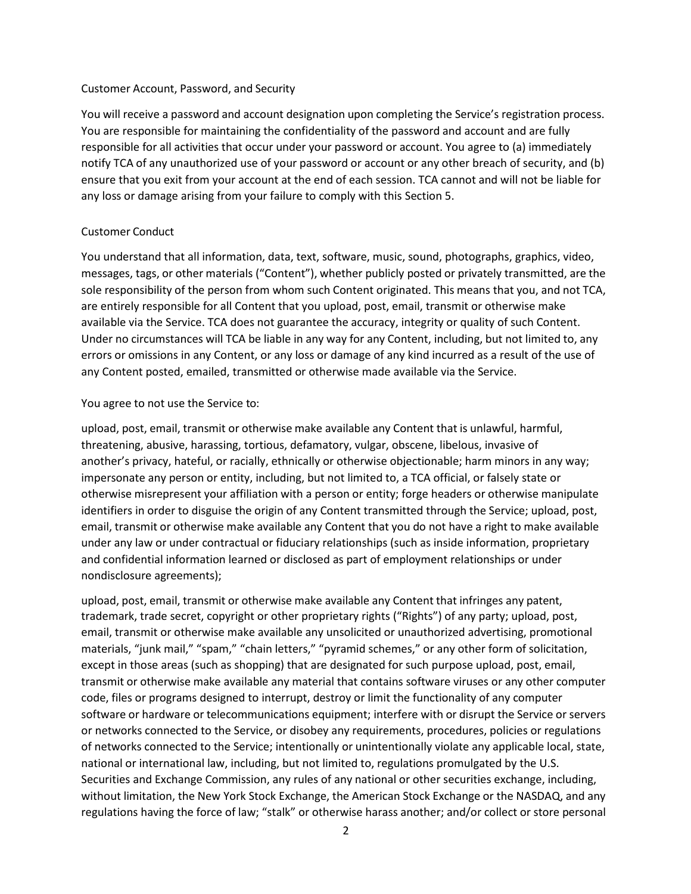## Customer Account, Password, and Security

You will receive a password and account designation upon completing the Service's registration process. You are responsible for maintaining the confidentiality of the password and account and are fully responsible for all activities that occur under your password or account. You agree to (a) immediately notify TCA of any unauthorized use of your password or account or any other breach of security, and (b) ensure that you exit from your account at the end of each session. TCA cannot and will not be liable for any loss or damage arising from your failure to comply with this Section 5.

## Customer Conduct

You understand that all information, data, text, software, music, sound, photographs, graphics, video, messages, tags, or other materials ("Content"), whether publicly posted or privately transmitted, are the sole responsibility of the person from whom such Content originated. This means that you, and not TCA, are entirely responsible for all Content that you upload, post, email, transmit or otherwise make available via the Service. TCA does not guarantee the accuracy, integrity or quality of such Content. Under no circumstances will TCA be liable in any way for any Content, including, but not limited to, any errors or omissions in any Content, or any loss or damage of any kind incurred as a result of the use of any Content posted, emailed, transmitted or otherwise made available via the Service.

You agree to not use the Service to:

upload, post, email, transmit or otherwise make available any Content that is unlawful, harmful, threatening, abusive, harassing, tortious, defamatory, vulgar, obscene, libelous, invasive of another's privacy, hateful, or racially, ethnically or otherwise objectionable; harm minors in any way; impersonate any person or entity, including, but not limited to, a TCA official, or falsely state or otherwise misrepresent your affiliation with a person or entity; forge headers or otherwise manipulate identifiers in order to disguise the origin of any Content transmitted through the Service; upload, post, email, transmit or otherwise make available any Content that you do not have a right to make available under any law or under contractual or fiduciary relationships (such as inside information, proprietary and confidential information learned or disclosed as part of employment relationships or under nondisclosure agreements);

upload, post, email, transmit or otherwise make available any Content that infringes any patent, trademark, trade secret, copyright or other proprietary rights ("Rights") of any party; upload, post, email, transmit or otherwise make available any unsolicited or unauthorized advertising, promotional materials, "junk mail," "spam," "chain letters," "pyramid schemes," or any other form of solicitation, except in those areas (such as shopping) that are designated for such purpose upload, post, email, transmit or otherwise make available any material that contains software viruses or any other computer code, files or programs designed to interrupt, destroy or limit the functionality of any computer software or hardware or telecommunications equipment; interfere with or disrupt the Service or servers or networks connected to the Service, or disobey any requirements, procedures, policies or regulations of networks connected to the Service; intentionally or unintentionally violate any applicable local, state, national or international law, including, but not limited to, regulations promulgated by the U.S. Securities and Exchange Commission, any rules of any national or other securities exchange, including, without limitation, the New York Stock Exchange, the American Stock Exchange or the NASDAQ, and any regulations having the force of law; "stalk" or otherwise harass another; and/or collect or store personal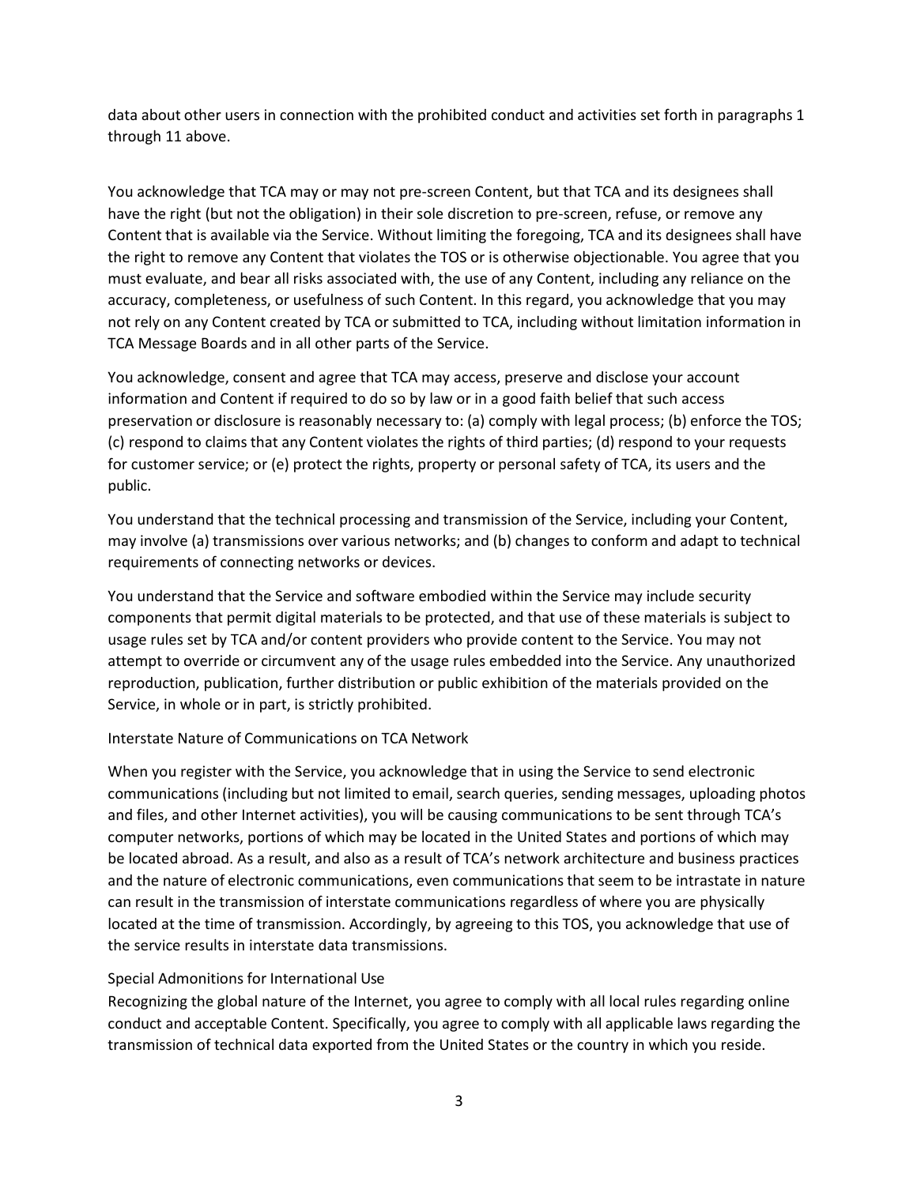data about other users in connection with the prohibited conduct and activities set forth in paragraphs 1 through 11 above.

You acknowledge that TCA may or may not pre-screen Content, but that TCA and its designees shall have the right (but not the obligation) in their sole discretion to pre-screen, refuse, or remove any Content that is available via the Service. Without limiting the foregoing, TCA and its designees shall have the right to remove any Content that violates the TOS or is otherwise objectionable. You agree that you must evaluate, and bear all risks associated with, the use of any Content, including any reliance on the accuracy, completeness, or usefulness of such Content. In this regard, you acknowledge that you may not rely on any Content created by TCA or submitted to TCA, including without limitation information in TCA Message Boards and in all other parts of the Service.

You acknowledge, consent and agree that TCA may access, preserve and disclose your account information and Content if required to do so by law or in a good faith belief that such access preservation or disclosure is reasonably necessary to: (a) comply with legal process; (b) enforce the TOS; (c) respond to claims that any Content violates the rights of third parties; (d) respond to your requests for customer service; or (e) protect the rights, property or personal safety of TCA, its users and the public.

You understand that the technical processing and transmission of the Service, including your Content, may involve (a) transmissions over various networks; and (b) changes to conform and adapt to technical requirements of connecting networks or devices.

You understand that the Service and software embodied within the Service may include security components that permit digital materials to be protected, and that use of these materials is subject to usage rules set by TCA and/or content providers who provide content to the Service. You may not attempt to override or circumvent any of the usage rules embedded into the Service. Any unauthorized reproduction, publication, further distribution or public exhibition of the materials provided on the Service, in whole or in part, is strictly prohibited.

Interstate Nature of Communications on TCA Network

When you register with the Service, you acknowledge that in using the Service to send electronic communications (including but not limited to email, search queries, sending messages, uploading photos and files, and other Internet activities), you will be causing communications to be sent through TCA's computer networks, portions of which may be located in the United States and portions of which may be located abroad. As a result, and also as a result of TCA's network architecture and business practices and the nature of electronic communications, even communications that seem to be intrastate in nature can result in the transmission of interstate communications regardless of where you are physically located at the time of transmission. Accordingly, by agreeing to this TOS, you acknowledge that use of the service results in interstate data transmissions.

Special Admonitions for International Use

Recognizing the global nature of the Internet, you agree to comply with all local rules regarding online conduct and acceptable Content. Specifically, you agree to comply with all applicable laws regarding the transmission of technical data exported from the United States or the country in which you reside.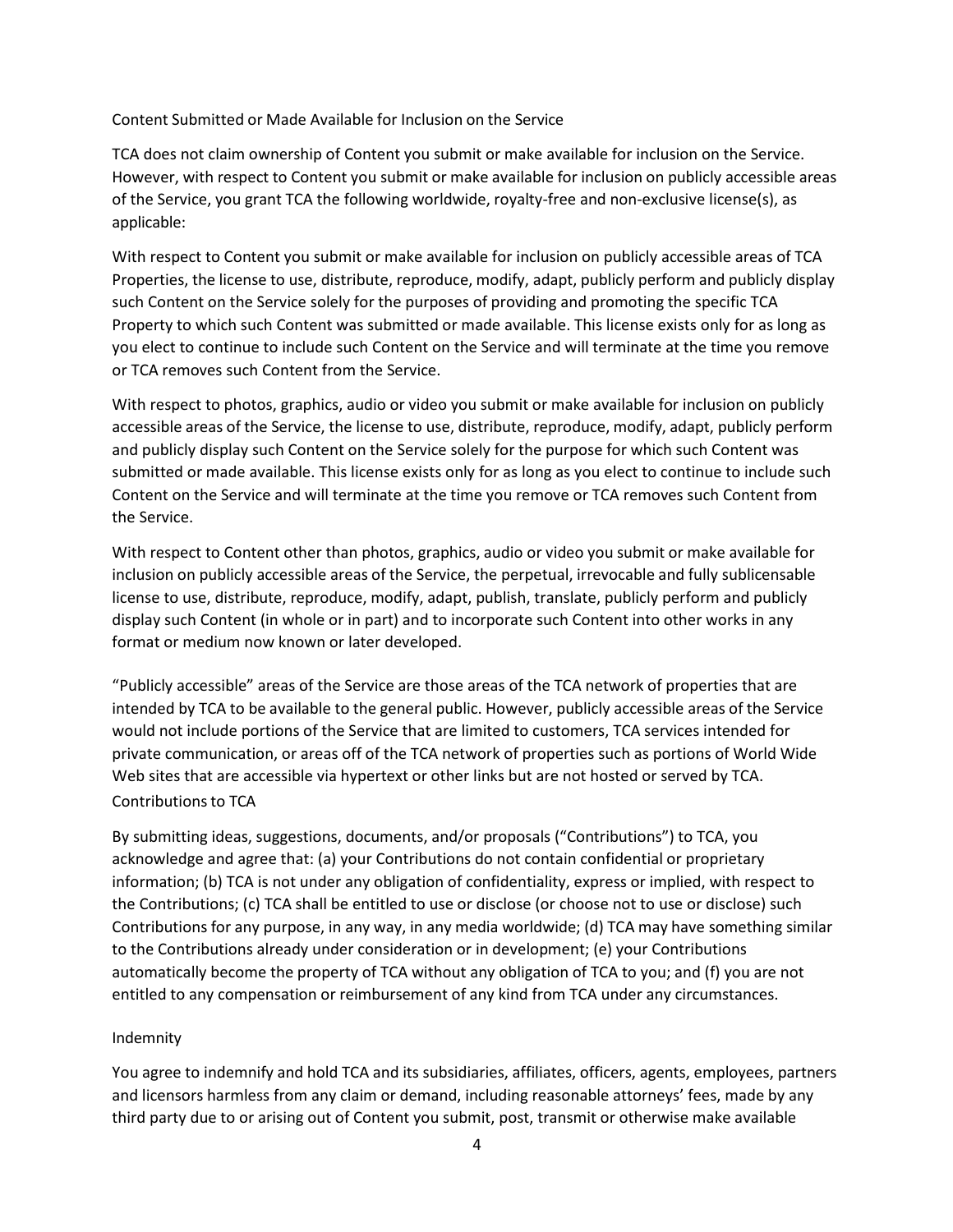## Content Submitted or Made Available for Inclusion on the Service

TCA does not claim ownership of Content you submit or make available for inclusion on the Service. However, with respect to Content you submit or make available for inclusion on publicly accessible areas of the Service, you grant TCA the following worldwide, royalty-free and non-exclusive license(s), as applicable:

With respect to Content you submit or make available for inclusion on publicly accessible areas of TCA Properties, the license to use, distribute, reproduce, modify, adapt, publicly perform and publicly display such Content on the Service solely for the purposes of providing and promoting the specific TCA Property to which such Content was submitted or made available. This license exists only for as long as you elect to continue to include such Content on the Service and will terminate at the time you remove or TCA removes such Content from the Service.

With respect to photos, graphics, audio or video you submit or make available for inclusion on publicly accessible areas of the Service, the license to use, distribute, reproduce, modify, adapt, publicly perform and publicly display such Content on the Service solely for the purpose for which such Content was submitted or made available. This license exists only for as long as you elect to continue to include such Content on the Service and will terminate at the time you remove or TCA removes such Content from the Service.

With respect to Content other than photos, graphics, audio or video you submit or make available for inclusion on publicly accessible areas of the Service, the perpetual, irrevocable and fully sublicensable license to use, distribute, reproduce, modify, adapt, publish, translate, publicly perform and publicly display such Content (in whole or in part) and to incorporate such Content into other works in any format or medium now known or later developed.

"Publicly accessible" areas of the Service are those areas of the TCA network of properties that are intended by TCA to be available to the general public. However, publicly accessible areas of the Service would not include portions of the Service that are limited to customers, TCA services intended for private communication, or areas off of the TCA network of properties such as portions of World Wide Web sites that are accessible via hypertext or other links but are not hosted or served by TCA.

## Contributions to TCA

By submitting ideas, suggestions, documents, and/or proposals ("Contributions") to TCA, you acknowledge and agree that: (a) your Contributions do not contain confidential or proprietary information; (b) TCA is not under any obligation of confidentiality, express or implied, with respect to the Contributions; (c) TCA shall be entitled to use or disclose (or choose not to use or disclose) such Contributions for any purpose, in any way, in any media worldwide; (d) TCA may have something similar to the Contributions already under consideration or in development; (e) your Contributions automatically become the property of TCA without any obligation of TCA to you; and (f) you are not entitled to any compensation or reimbursement of any kind from TCA under any circumstances.

## Indemnity

You agree to indemnify and hold TCA and its subsidiaries, affiliates, officers, agents, employees, partners and licensors harmless from any claim or demand, including reasonable attorneys' fees, made by any third party due to or arising out of Content you submit, post, transmit or otherwise make available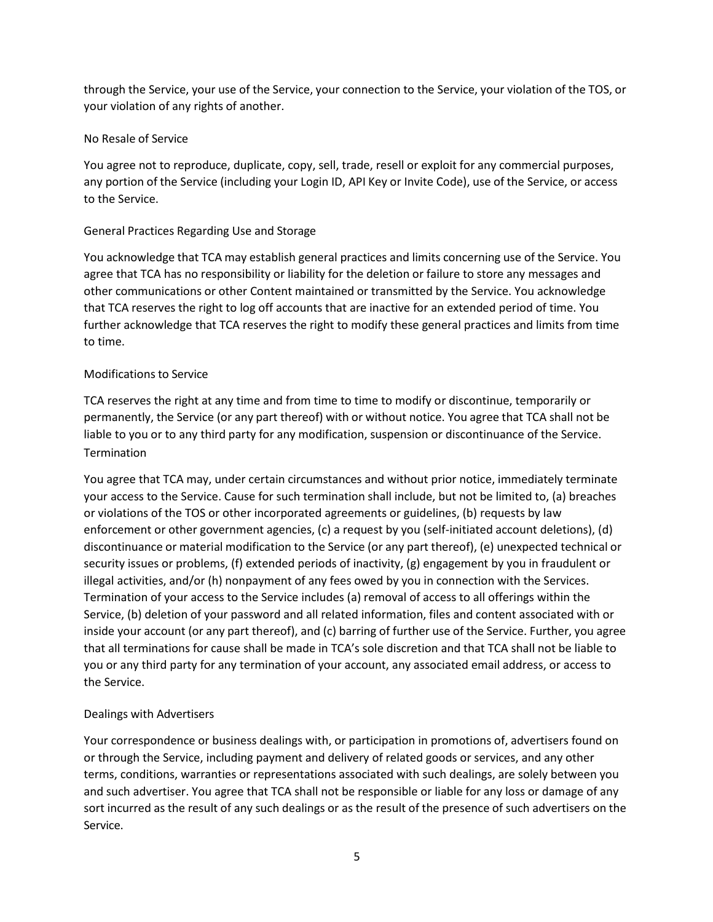through the Service, your use of the Service, your connection to the Service, your violation of the TOS, or your violation of any rights of another.

## No Resale of Service

You agree not to reproduce, duplicate, copy, sell, trade, resell or exploit for any commercial purposes, any portion of the Service (including your Login ID, API Key or Invite Code), use of the Service, or access to the Service.

## General Practices Regarding Use and Storage

You acknowledge that TCA may establish general practices and limits concerning use of the Service. You agree that TCA has no responsibility or liability for the deletion or failure to store any messages and other communications or other Content maintained or transmitted by the Service. You acknowledge that TCA reserves the right to log off accounts that are inactive for an extended period of time. You further acknowledge that TCA reserves the right to modify these general practices and limits from time to time.

## Modifications to Service

TCA reserves the right at any time and from time to time to modify or discontinue, temporarily or permanently, the Service (or any part thereof) with or without notice. You agree that TCA shall not be liable to you or to any third party for any modification, suspension or discontinuance of the Service.

## Termination

You agree that TCA may, under certain circumstances and without prior notice, immediately terminate your access to the Service. Cause for such termination shall include, but not be limited to, (a) breaches or violations of the TOS or other incorporated agreements or guidelines, (b) requests by law enforcement or other government agencies, (c) a request by you (self-initiated account deletions), (d) discontinuance or material modification to the Service (or any part thereof), (e) unexpected technical or security issues or problems, (f) extended periods of inactivity, (g) engagement by you in fraudulent or illegal activities, and/or (h) nonpayment of any fees owed by you in connection with the Services. Termination of your access to the Service includes (a) removal of access to all offerings within the Service, (b) deletion of your password and all related information, files and content associated with or inside your account (or any part thereof), and (c) barring of further use of the Service. Further, you agree that all terminations for cause shall be made in TCA's sole discretion and that TCA shall not be liable to you or any third party for any termination of your account, any associated email address, or access to the Service.

## Dealings with Advertisers

Your correspondence or business dealings with, or participation in promotions of, advertisers found on or through the Service, including payment and delivery of related goods or services, and any other terms, conditions, warranties or representations associated with such dealings, are solely between you and such advertiser. You agree that TCA shall not be responsible or liable for any loss or damage of any sort incurred as the result of any such dealings or as the result of the presence of such advertisers on the Service.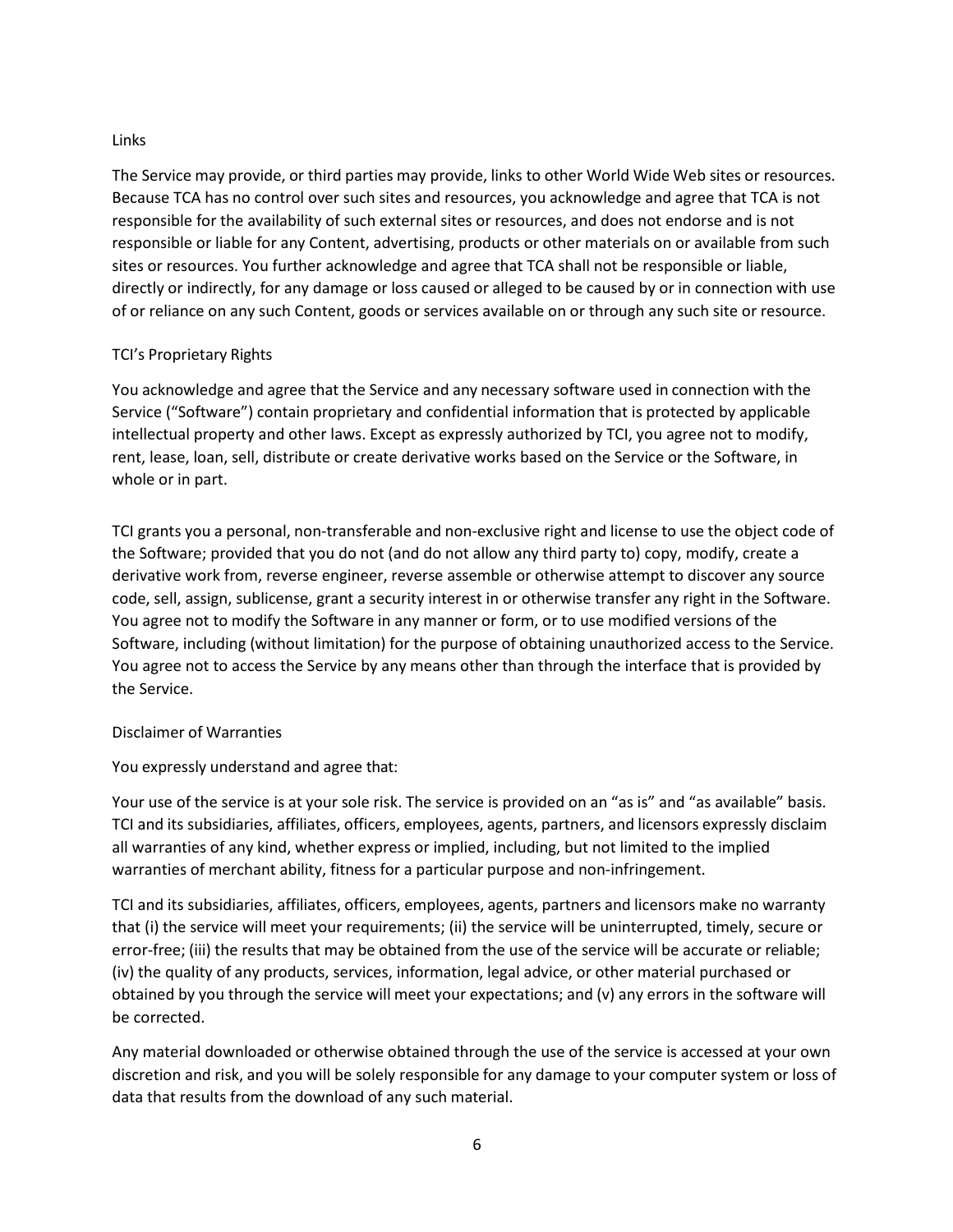## Links

The Service may provide, or third parties may provide, links to other World Wide Web sites or resources. Because TCA has no control over such sites and resources, you acknowledge and agree that TCA is not responsible for the availability of such external sites or resources, and does not endorse and is not responsible or liable for any Content, advertising, products or other materials on or available from such sites or resources. You further acknowledge and agree that TCA shall not be responsible or liable, directly or indirectly, for any damage or loss caused or alleged to be caused by or in connection with use of or reliance on any such Content, goods or services available on or through any such site or resource.

## TCI's Proprietary Rights

You acknowledge and agree that the Service and any necessary software used in connection with the Service ("Software") contain proprietary and confidential information that is protected by applicable intellectual property and other laws. Except as expressly authorized by TCI, you agree not to modify, rent, lease, loan, sell, distribute or create derivative works based on the Service or the Software, in whole or in part.

TCI grants you a personal, non-transferable and non-exclusive right and license to use the object code of the Software; provided that you do not (and do not allow any third party to) copy, modify, create a derivative work from, reverse engineer, reverse assemble or otherwise attempt to discover any source code, sell, assign, sublicense, grant a security interest in or otherwise transfer any right in the Software. You agree not to modify the Software in any manner or form, or to use modified versions of the Software, including (without limitation) for the purpose of obtaining unauthorized access to the Service. You agree not to access the Service by any means other than through the interface that is provided by the Service.

## Disclaimer of Warranties

You expressly understand and agree that:

Your use of the service is at your sole risk. The service is provided on an "as is" and "as available" basis. TCI and its subsidiaries, affiliates, officers, employees, agents, partners, and licensors expressly disclaim all warranties of any kind, whether express or implied, including, but not limited to the implied warranties of merchant ability, fitness for a particular purpose and non-infringement.

TCI and its subsidiaries, affiliates, officers, employees, agents, partners and licensors make no warranty that (i) the service will meet your requirements; (ii) the service will be uninterrupted, timely, secure or error-free; (iii) the results that may be obtained from the use of the service will be accurate or reliable; (iv) the quality of any products, services, information, legal advice, or other material purchased or obtained by you through the service will meet your expectations; and (v) any errors in the software will be corrected.

Any material downloaded or otherwise obtained through the use of the service is accessed at your own discretion and risk, and you will be solely responsible for any damage to your computer system or loss of data that results from the download of any such material.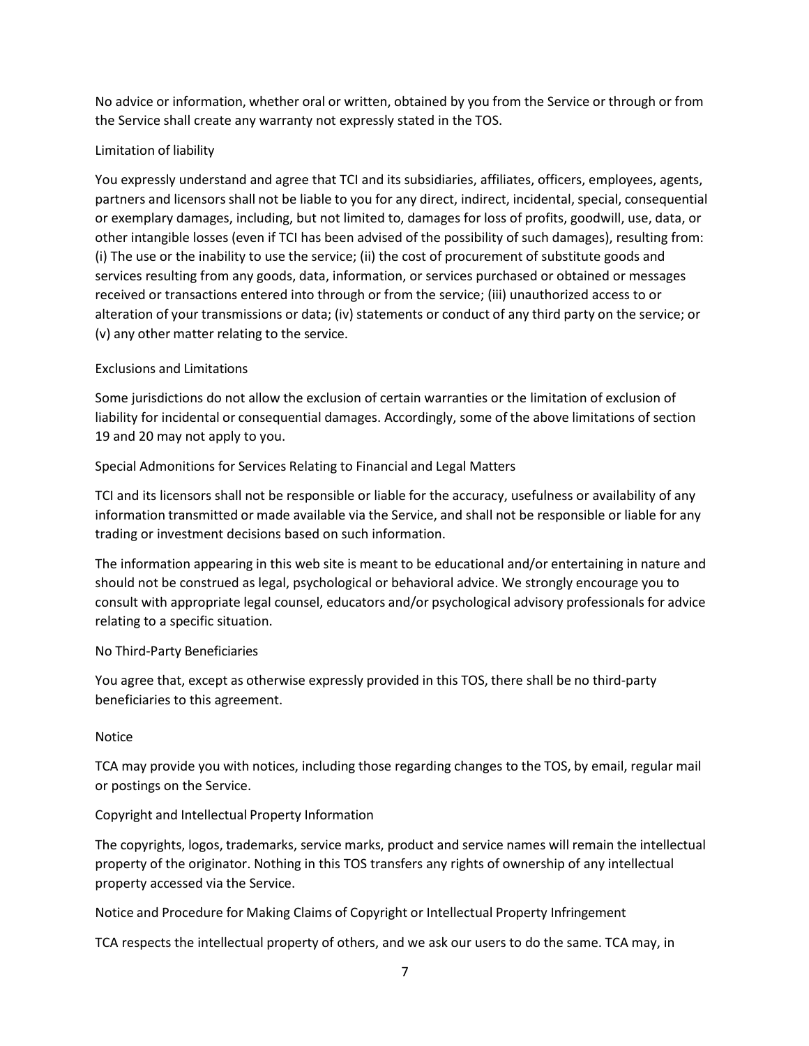No advice or information, whether oral or written, obtained by you from the Service or through or from the Service shall create any warranty not expressly stated in the TOS.

## Limitation of liability

You expressly understand and agree that TCI and its subsidiaries, affiliates, officers, employees, agents, partners and licensors shall not be liable to you for any direct, indirect, incidental, special, consequential or exemplary damages, including, but not limited to, damages for loss of profits, goodwill, use, data, or other intangible losses (even if TCI has been advised of the possibility of such damages), resulting from: (i) The use or the inability to use the service; (ii) the cost of procurement of substitute goods and services resulting from any goods, data, information, or services purchased or obtained or messages received or transactions entered into through or from the service; (iii) unauthorized access to or alteration of your transmissions or data; (iv) statements or conduct of any third party on the service; or (v) any other matter relating to the service.

## Exclusions and Limitations

Some jurisdictions do not allow the exclusion of certain warranties or the limitation of exclusion of liability for incidental or consequential damages. Accordingly, some of the above limitations of section 19 and 20 may not apply to you.

## Special Admonitions for Services Relating to Financial and Legal Matters

TCI and its licensors shall not be responsible or liable for the accuracy, usefulness or availability of any information transmitted or made available via the Service, and shall not be responsible or liable for any trading or investment decisions based on such information.

The information appearing in this web site is meant to be educational and/or entertaining in nature and should not be construed as legal, psychological or behavioral advice. We strongly encourage you to consult with appropriate legal counsel, educators and/or psychological advisory professionals for advice relating to a specific situation.

## No Third-Party Beneficiaries

You agree that, except as otherwise expressly provided in this TOS, there shall be no third-party beneficiaries to this agreement.

## Notice

TCA may provide you with notices, including those regarding changes to the TOS, by email, regular mail or postings on the Service.

## Copyright and Intellectual Property Information

The copyrights, logos, trademarks, service marks, product and service names will remain the intellectual property of the originator. Nothing in this TOS transfers any rights of ownership of any intellectual property accessed via the Service.

## Notice and Procedure for Making Claims of Copyright or Intellectual Property Infringement

TCA respects the intellectual property of others, and we ask our users to do the same. TCA may, in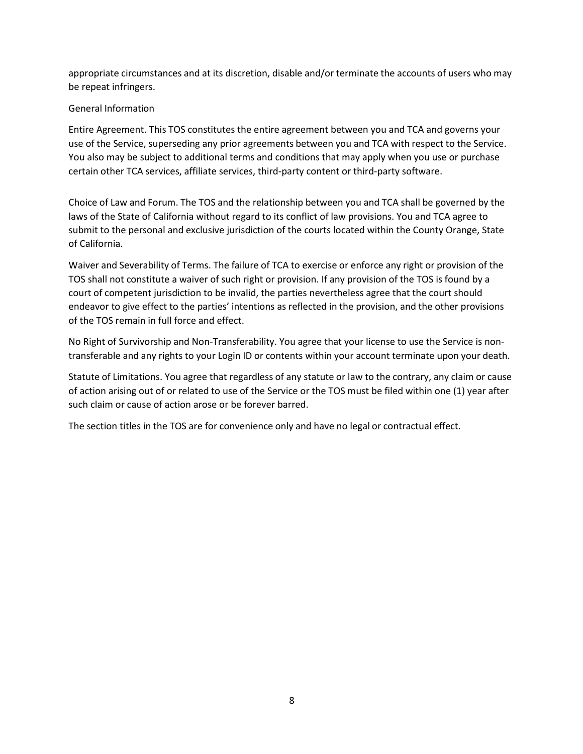appropriate circumstances and at its discretion, disable and/or terminate the accounts of users who may be repeat infringers.

General Information

Entire Agreement. This TOS constitutes the entire agreement between you and TCA and governs your use of the Service, superseding any prior agreements between you and TCA with respect to the Service. You also may be subject to additional terms and conditions that may apply when you use or purchase certain other TCA services, affiliate services, third-party content or third-party software.

Choice of Law and Forum. The TOS and the relationship between you and TCA shall be governed by the laws of the State of California without regard to its conflict of law provisions. You and TCA agree to submit to the personal and exclusive jurisdiction of the courts located within the County Orange, State of California.

Waiver and Severability of Terms. The failure of TCA to exercise or enforce any right or provision of the TOS shall not constitute a waiver of such right or provision. If any provision of the TOS is found by a court of competent jurisdiction to be invalid, the parties nevertheless agree that the court should endeavor to give effect to the parties' intentions as reflected in the provision, and the other provisions of the TOS remain in full force and effect.

No Right of Survivorship and Non-Transferability. You agree that your license to use the Service is non-transferable and any rights to your Login ID or contents within your account terminate upon your death.

Statute of Limitations. You agree that regardless of any statute or law to the contrary, any claim or cause of action arising out of or related to use of the Service or the TOS must be filed within one (1) year after such claim or cause of action arose or be forever barred.

The section titles in the TOS are for convenience only and have no legal or contractual effect.